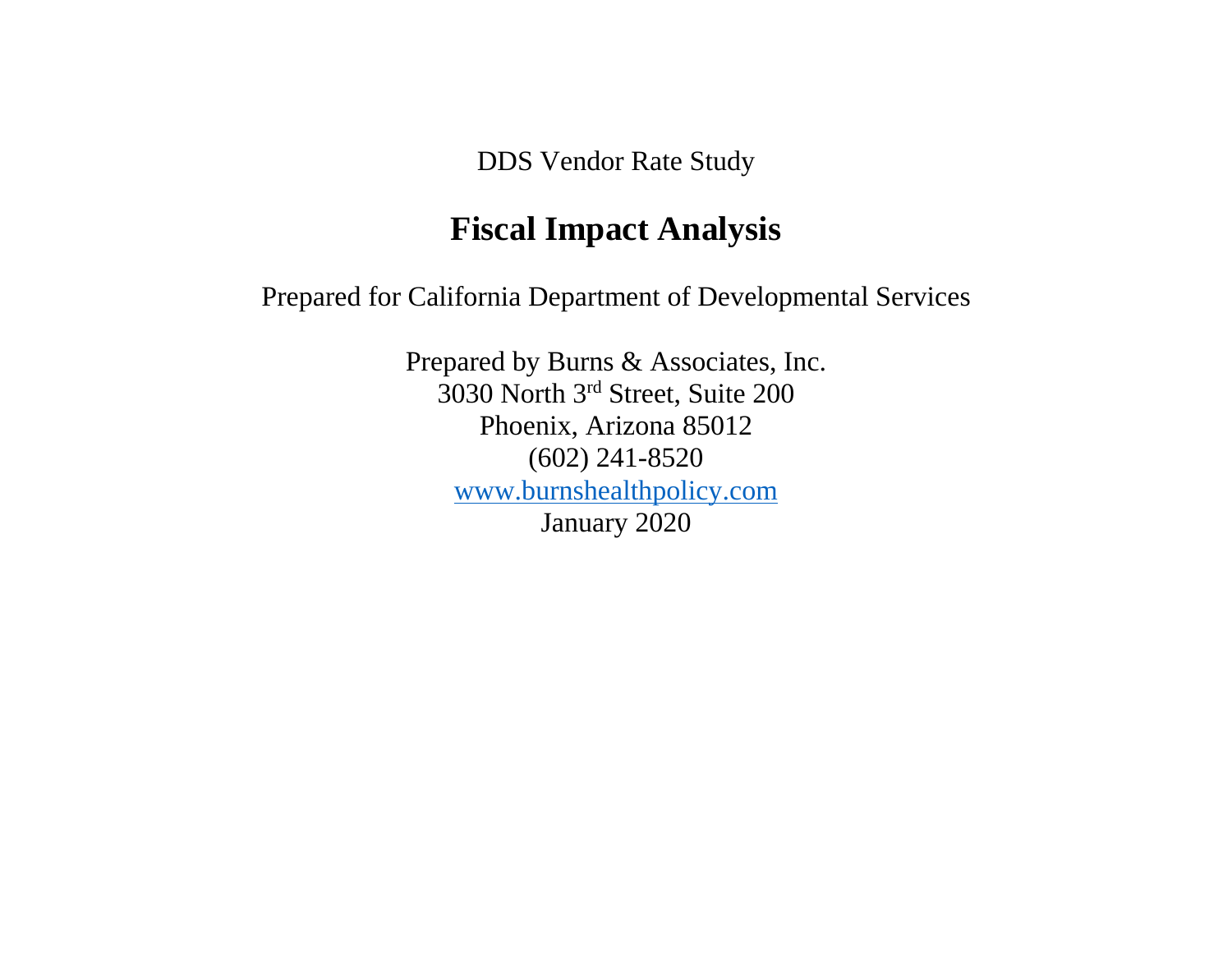DDS Vendor Rate Study

# Fiscal Impact Analysis

Prepared for California Department of Developmental Services

Prepared by Burns & Associates, Inc.
3030 North 3rd Street, Suite 200
Phoenix, Arizona 85012
(602) 241-8520
[www.burnshealthpolicy.com](http://www.burnshealthpolicy.com)
January 2020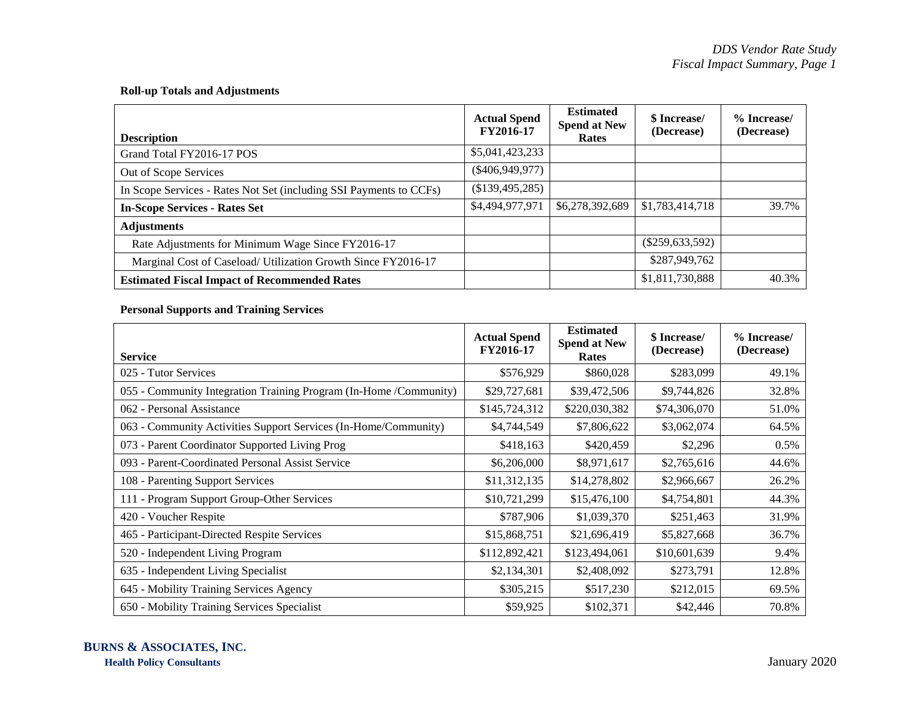**Roll-up Totals and Adjustments**

| Description | Actual Spend FY2016-17 | Estimated Spend at New Rates | $ Increase/ (Decrease) | % Increase/ (Decrease) |
|---|---|---|---|---|
| Grand Total FY2016-17 POS | $5,041,423,233 | | | |
| Out of Scope Services | ($406,949,977) | | | |
| In Scope Services - Rates Not Set (including SSI Payments to CCFs) | ($139,495,285) | | | |
| **In-Scope Services - Rates Set** | $4,494,977,971 | $6,278,392,689 | $1,783,414,718 | 39.7% |
| **Adjustments** | | | | |
| Rate Adjustments for Minimum Wage Since FY2016-17 | | | ($259,633,592) | |
| Marginal Cost of Caseload/ Utilization Growth Since FY2016-17 | | | $287,949,762 | |
| **Estimated Fiscal Impact of Recommended Rates** | | | $1,811,730,888 | 40.3% |

**Personal Supports and Training Services**

| Service | Actual Spend FY2016-17 | Estimated Spend at New Rates | $ Increase/ (Decrease) | % Increase/ (Decrease) |
|---|---|---|---|---|
| 025 - Tutor Services | $576,929 | $860,028 | $283,099 | 49.1% |
| 055 - Community Integration Training Program (In-Home /Community) | $29,727,681 | $39,472,506 | $9,744,826 | 32.8% |
| 062 - Personal Assistance | $145,724,312 | $220,030,382 | $74,306,070 | 51.0% |
| 063 - Community Activities Support Services (In-Home/Community) | $4,744,549 | $7,806,622 | $3,062,074 | 64.5% |
| 073 - Parent Coordinator Supported Living Prog | $418,163 | $420,459 | $2,296 | 0.5% |
| 093 - Parent-Coordinated Personal Assist Service | $6,206,000 | $8,971,617 | $2,765,616 | 44.6% |
| 108 - Parenting Support Services | $11,312,135 | $14,278,802 | $2,966,667 | 26.2% |
| 111 - Program Support Group-Other Services | $10,721,299 | $15,476,100 | $4,754,801 | 44.3% |
| 420 - Voucher Respite | $787,906 | $1,039,370 | $251,463 | 31.9% |
| 465 - Participant-Directed Respite Services | $15,868,751 | $21,696,419 | $5,827,668 | 36.7% |
| 520 - Independent Living Program | $112,892,421 | $123,494,061 | $10,601,639 | 9.4% |
| 635 - Independent Living Specialist | $2,134,301 | $2,408,092 | $273,791 | 12.8% |
| 645 - Mobility Training Services Agency | $305,215 | $517,230 | $212,015 | 69.5% |
| 650 - Mobility Training Services Specialist | $59,925 | $102,371 | $42,446 | 70.8% |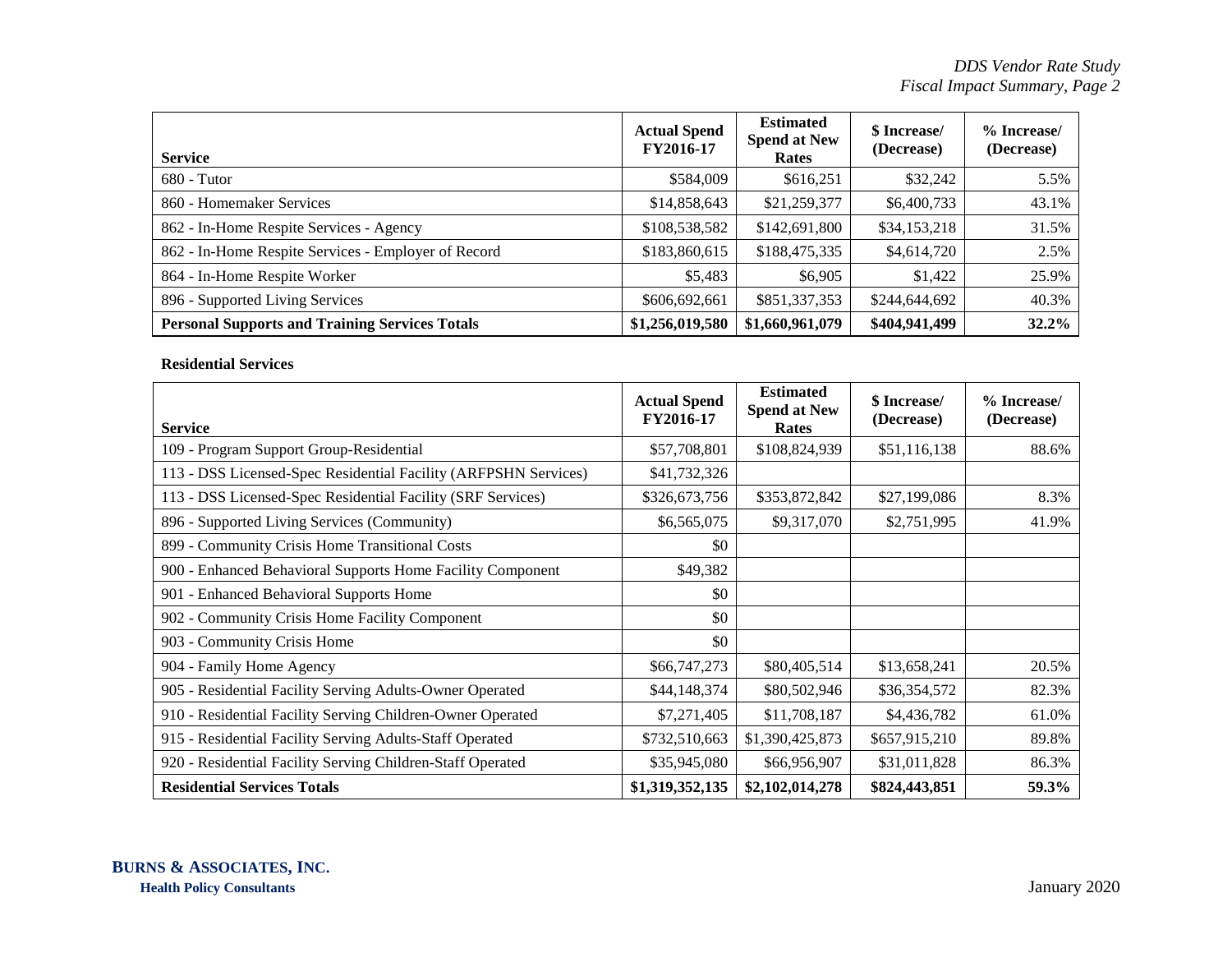| Service | Actual Spend FY2016-17 | Estimated Spend at New Rates | $ Increase/ (Decrease) | % Increase/ (Decrease) |
|---|---|---|---|---|
| 680 - Tutor | $584,009 | $616,251 | $32,242 | 5.5% |
| 860 - Homemaker Services | $14,858,643 | $21,259,377 | $6,400,733 | 43.1% |
| 862 - In-Home Respite Services - Agency | $108,538,582 | $142,691,800 | $34,153,218 | 31.5% |
| 862 - In-Home Respite Services - Employer of Record | $183,860,615 | $188,475,335 | $4,614,720 | 2.5% |
| 864 - In-Home Respite Worker | $5,483 | $6,905 | $1,422 | 25.9% |
| 896 - Supported Living Services | $606,692,661 | $851,337,353 | $244,644,692 | 40.3% |
| **Personal Supports and Training Services Totals** | **$1,256,019,580** | **$1,660,961,079** | **$404,941,499** | **32.2%** |

**Residential Services**

| Service | Actual Spend FY2016-17 | Estimated Spend at New Rates | $ Increase/ (Decrease) | % Increase/ (Decrease) |
|---|---|---|---|---|
| 109 - Program Support Group-Residential | $57,708,801 | $108,824,939 | $51,116,138 | 88.6% |
| 113 - DSS Licensed-Spec Residential Facility (ARFPSHN Services) | $41,732,326 | | | |
| 113 - DSS Licensed-Spec Residential Facility (SRF Services) | $326,673,756 | $353,872,842 | $27,199,086 | 8.3% |
| 896 - Supported Living Services (Community) | $6,565,075 | $9,317,070 | $2,751,995 | 41.9% |
| 899 - Community Crisis Home Transitional Costs | $0 | | | |
| 900 - Enhanced Behavioral Supports Home Facility Component | $49,382 | | | |
| 901 - Enhanced Behavioral Supports Home | $0 | | | |
| 902 - Community Crisis Home Facility Component | $0 | | | |
| 903 - Community Crisis Home | $0 | | | |
| 904 - Family Home Agency | $66,747,273 | $80,405,514 | $13,658,241 | 20.5% |
| 905 - Residential Facility Serving Adults-Owner Operated | $44,148,374 | $80,502,946 | $36,354,572 | 82.3% |
| 910 - Residential Facility Serving Children-Owner Operated | $7,271,405 | $11,708,187 | $4,436,782 | 61.0% |
| 915 - Residential Facility Serving Adults-Staff Operated | $732,510,663 | $1,390,425,873 | $657,915,210 | 89.8% |
| 920 - Residential Facility Serving Children-Staff Operated | $35,945,080 | $66,956,907 | $31,011,828 | 86.3% |
| **Residential Services Totals** | **$1,319,352,135** | **$2,102,014,278** | **$824,443,851** | **59.3%** |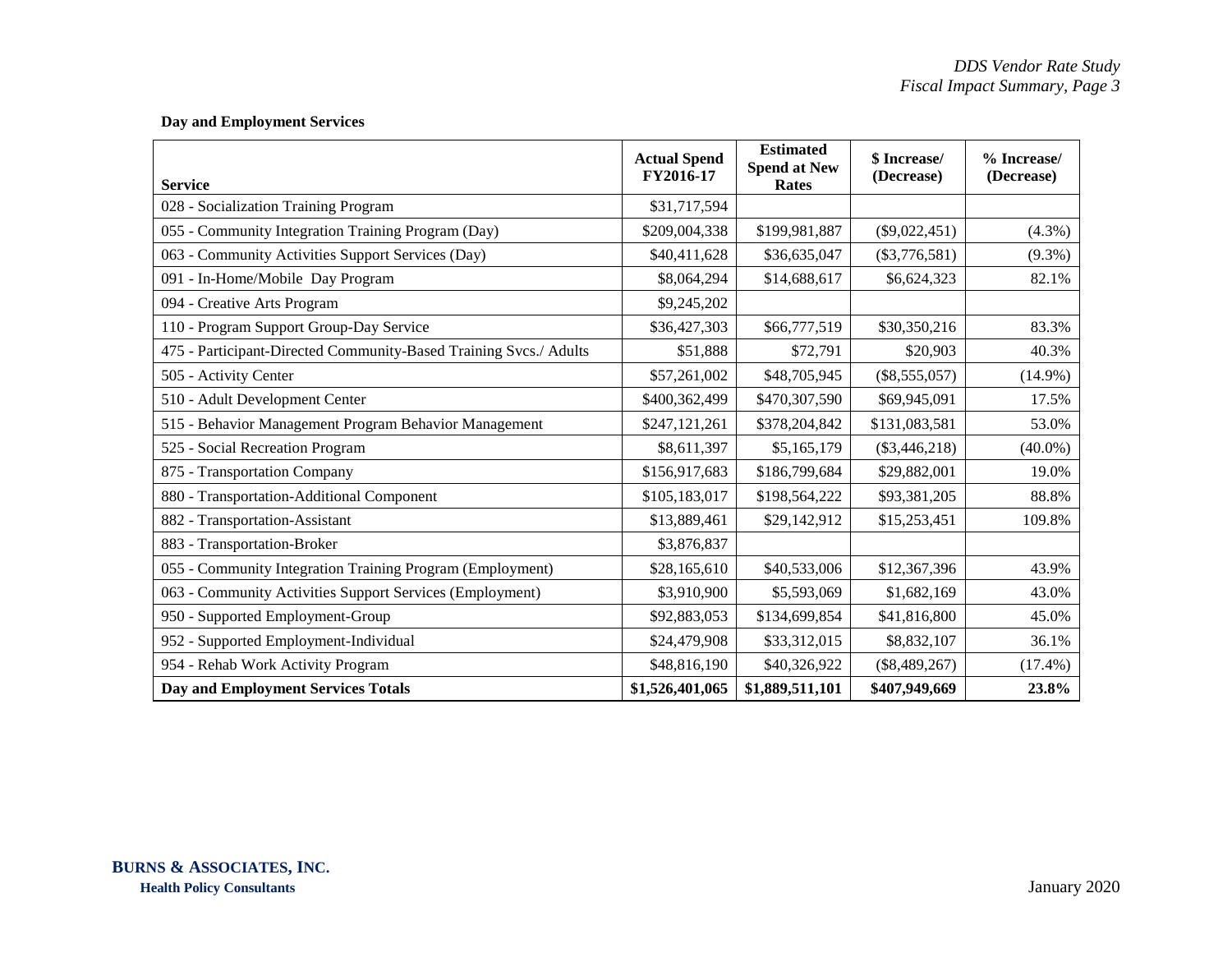**Day and Employment Services**

| Service | Actual Spend FY2016-17 | Estimated Spend at New Rates | $ Increase/ (Decrease) | % Increase/ (Decrease) |
|---|---|---|---|---|
| 028 - Socialization Training Program | $31,717,594 | | | |
| 055 - Community Integration Training Program (Day) | $209,004,338 | $199,981,887 | ($9,022,451) | (4.3%) |
| 063 - Community Activities Support Services (Day) | $40,411,628 | $36,635,047 | ($3,776,581) | (9.3%) |
| 091 - In-Home/Mobile Day Program | $8,064,294 | $14,688,617 | $6,624,323 | 82.1% |
| 094 - Creative Arts Program | $9,245,202 | | | |
| 110 - Program Support Group-Day Service | $36,427,303 | $66,777,519 | $30,350,216 | 83.3% |
| 475 - Participant-Directed Community-Based Training Svcs./ Adults | $51,888 | $72,791 | $20,903 | 40.3% |
| 505 - Activity Center | $57,261,002 | $48,705,945 | ($8,555,057) | (14.9%) |
| 510 - Adult Development Center | $400,362,499 | $470,307,590 | $69,945,091 | 17.5% |
| 515 - Behavior Management Program Behavior Management | $247,121,261 | $378,204,842 | $131,083,581 | 53.0% |
| 525 - Social Recreation Program | $8,611,397 | $5,165,179 | ($3,446,218) | (40.0%) |
| 875 - Transportation Company | $156,917,683 | $186,799,684 | $29,882,001 | 19.0% |
| 880 - Transportation-Additional Component | $105,183,017 | $198,564,222 | $93,381,205 | 88.8% |
| 882 - Transportation-Assistant | $13,889,461 | $29,142,912 | $15,253,451 | 109.8% |
| 883 - Transportation-Broker | $3,876,837 | | | |
| 055 - Community Integration Training Program (Employment) | $28,165,610 | $40,533,006 | $12,367,396 | 43.9% |
| 063 - Community Activities Support Services (Employment) | $3,910,900 | $5,593,069 | $1,682,169 | 43.0% |
| 950 - Supported Employment-Group | $92,883,053 | $134,699,854 | $41,816,800 | 45.0% |
| 952 - Supported Employment-Individual | $24,479,908 | $33,312,015 | $8,832,107 | 36.1% |
| 954 - Rehab Work Activity Program | $48,816,190 | $40,326,922 | ($8,489,267) | (17.4%) |
| **Day and Employment Services Totals** | **$1,526,401,065** | **$1,889,511,101** | **$407,949,669** | **23.8%** |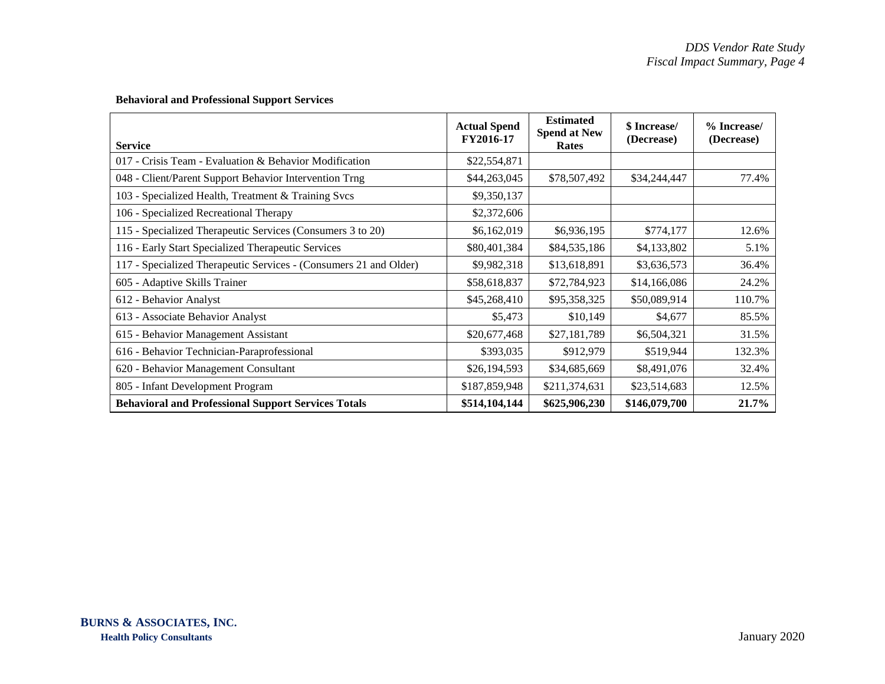**Behavioral and Professional Support Services**

| Service | Actual Spend FY2016-17 | Estimated Spend at New Rates | $ Increase/ (Decrease) | % Increase/ (Decrease) |
|---|---|---|---|---|
| 017 - Crisis Team - Evaluation & Behavior Modification | $22,554,871 | | | |
| 048 - Client/Parent Support Behavior Intervention Trng | $44,263,045 | $78,507,492 | $34,244,447 | 77.4% |
| 103 - Specialized Health, Treatment & Training Svcs | $9,350,137 | | | |
| 106 - Specialized Recreational Therapy | $2,372,606 | | | |
| 115 - Specialized Therapeutic Services (Consumers 3 to 20) | $6,162,019 | $6,936,195 | $774,177 | 12.6% |
| 116 - Early Start Specialized Therapeutic Services | $80,401,384 | $84,535,186 | $4,133,802 | 5.1% |
| 117 - Specialized Therapeutic Services - (Consumers 21 and Older) | $9,982,318 | $13,618,891 | $3,636,573 | 36.4% |
| 605 - Adaptive Skills Trainer | $58,618,837 | $72,784,923 | $14,166,086 | 24.2% |
| 612 - Behavior Analyst | $45,268,410 | $95,358,325 | $50,089,914 | 110.7% |
| 613 - Associate Behavior Analyst | $5,473 | $10,149 | $4,677 | 85.5% |
| 615 - Behavior Management Assistant | $20,677,468 | $27,181,789 | $6,504,321 | 31.5% |
| 616 - Behavior Technician-Paraprofessional | $393,035 | $912,979 | $519,944 | 132.3% |
| 620 - Behavior Management Consultant | $26,194,593 | $34,685,669 | $8,491,076 | 32.4% |
| 805 - Infant Development Program | $187,859,948 | $211,374,631 | $23,514,683 | 12.5% |
| **Behavioral and Professional Support Services Totals** | **$514,104,144** | **$625,906,230** | **$146,079,700** | **21.7%** |